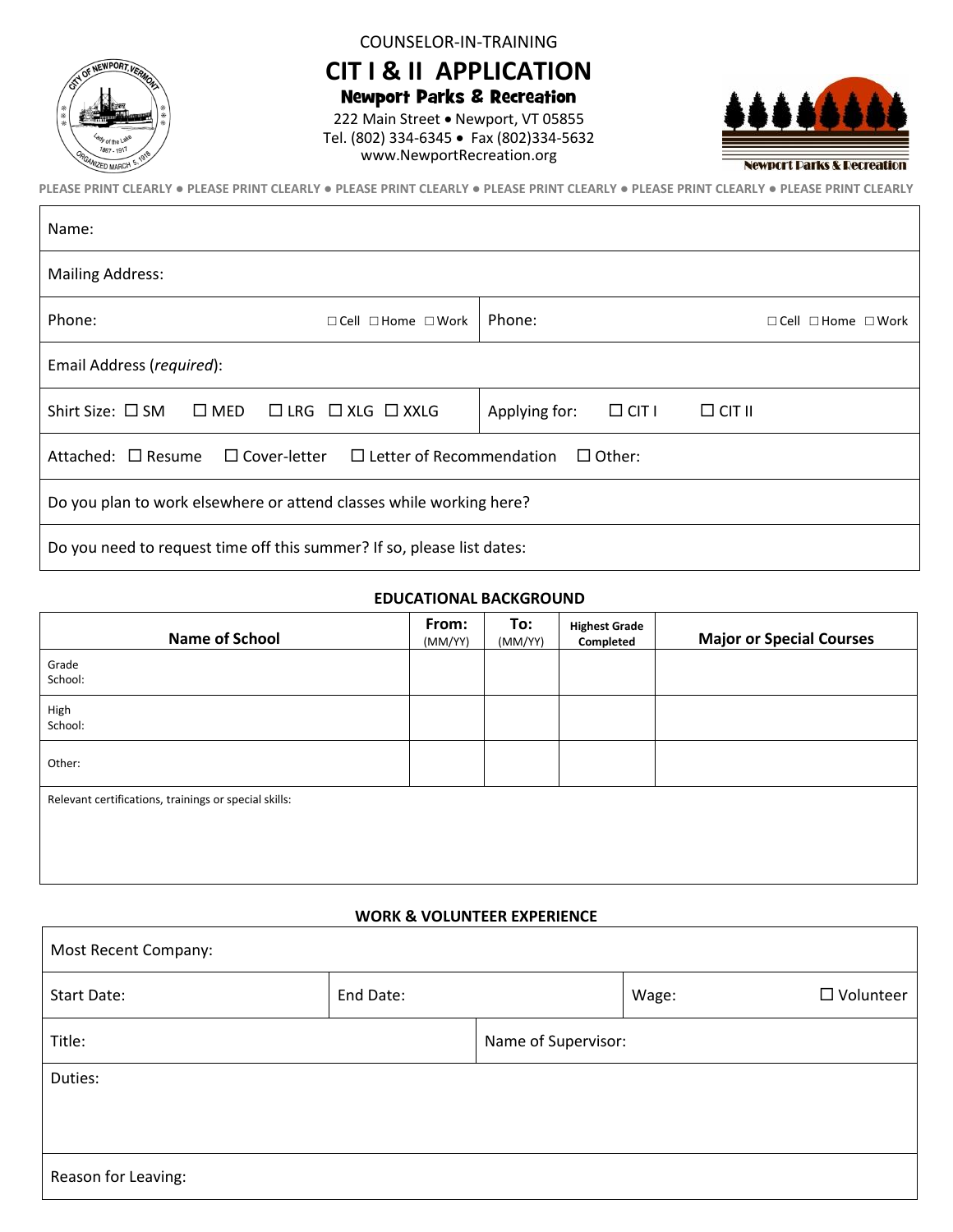COUNSELOR-IN-TRAINING

# CIT I & II APPLICATION

## Newport Parks & Recreation

222 Main Street • Newport, VT 05855
Tel. (802) 334-6345 • Fax (802)334-5632
www.NewportRecreation.org

Newport Parks & Recreation

PLEASE PRINT CLEARLY • PLEASE PRINT CLEARLY • PLEASE PRINT CLEARLY • PLEASE PRINT CLEARLY • PLEASE PRINT CLEARLY • PLEASE PRINT CLEARLY

| | |
|---|---|
| Name: | |
| Mailing Address: | |
| Phone: ☐ Cell ☐ Home ☐ Work | Phone: ☐ Cell ☐ Home ☐ Work |
| Email Address (*required*): | |
| Shirt Size: ☐ SM ☐ MED ☐ LRG ☐ XLG ☐ XXLG | Applying for: ☐ CIT I ☐ CIT II |
| Attached: ☐ Resume ☐ Cover-letter ☐ Letter of Recommendation ☐ Other: | |
| Do you plan to work elsewhere or attend classes while working here? | |
| Do you need to request time off this summer? If so, please list dates: | |

### EDUCATIONAL BACKGROUND

| Name of School | From: (MM/YY) | To: (MM/YY) | Highest Grade Completed | Major or Special Courses |
|---|---|---|---|---|
| Grade School: | | | | |
| High School: | | | | |
| Other: | | | | |

Relevant certifications, trainings or special skills:

### WORK & VOLUNTEER EXPERIENCE

| | | |
|---|---|---|
| Most Recent Company: | | |
| Start Date: | End Date: | Wage: ☐ Volunteer |
| Title: | Name of Supervisor: | |
| Duties: | | |
| Reason for Leaving: | | |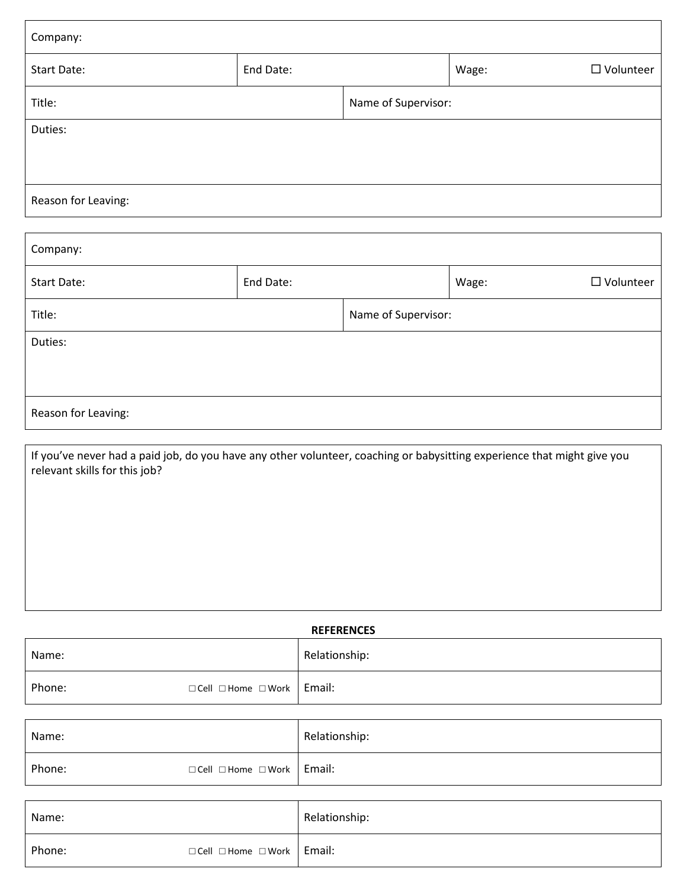| | | |
|---|---|---|
| Company: | | |
| Start Date: | End Date: | Wage: ☐ Volunteer |
| Title: | Name of Supervisor: | |
| Duties: | | |
| Reason for Leaving: | | |

| | | |
|---|---|---|
| Company: | | |
| Start Date: | End Date: | Wage: ☐ Volunteer |
| Title: | Name of Supervisor: | |
| Duties: | | |
| Reason for Leaving: | | |

| |
|---|
| If you've never had a paid job, do you have any other volunteer, coaching or babysitting experience that might give you relevant skills for this job? |

**REFERENCES**

| | |
|---|---|
| Name: | Relationship: |
| Phone: ☐ Cell ☐ Home ☐ Work | Email: |

| | |
|---|---|
| Name: | Relationship: |
| Phone: ☐ Cell ☐ Home ☐ Work | Email: |

| | |
|---|---|
| Name: | Relationship: |
| Phone: ☐ Cell ☐ Home ☐ Work | Email: |